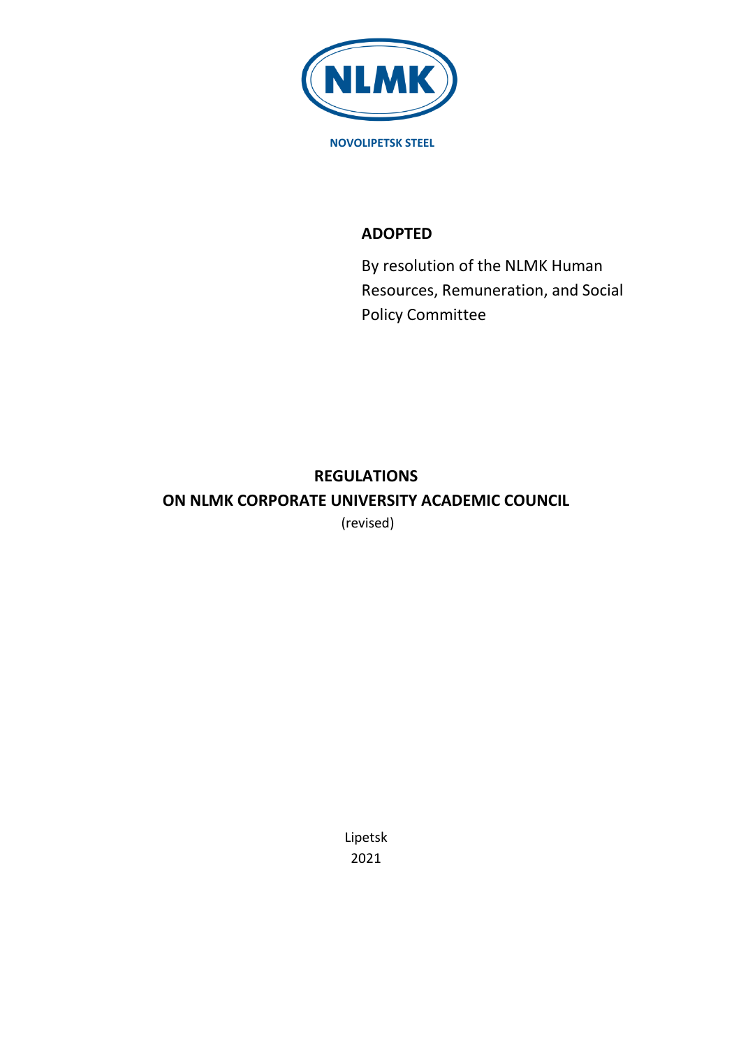NLMK

NOVOLIPETSK STEEL

**ADOPTED**

By resolution of the NLMK Human Resources, Remuneration, and Social Policy Committee

# REGULATIONS
# ON NLMK CORPORATE UNIVERSITY ACADEMIC COUNCIL

(revised)

Lipetsk
2021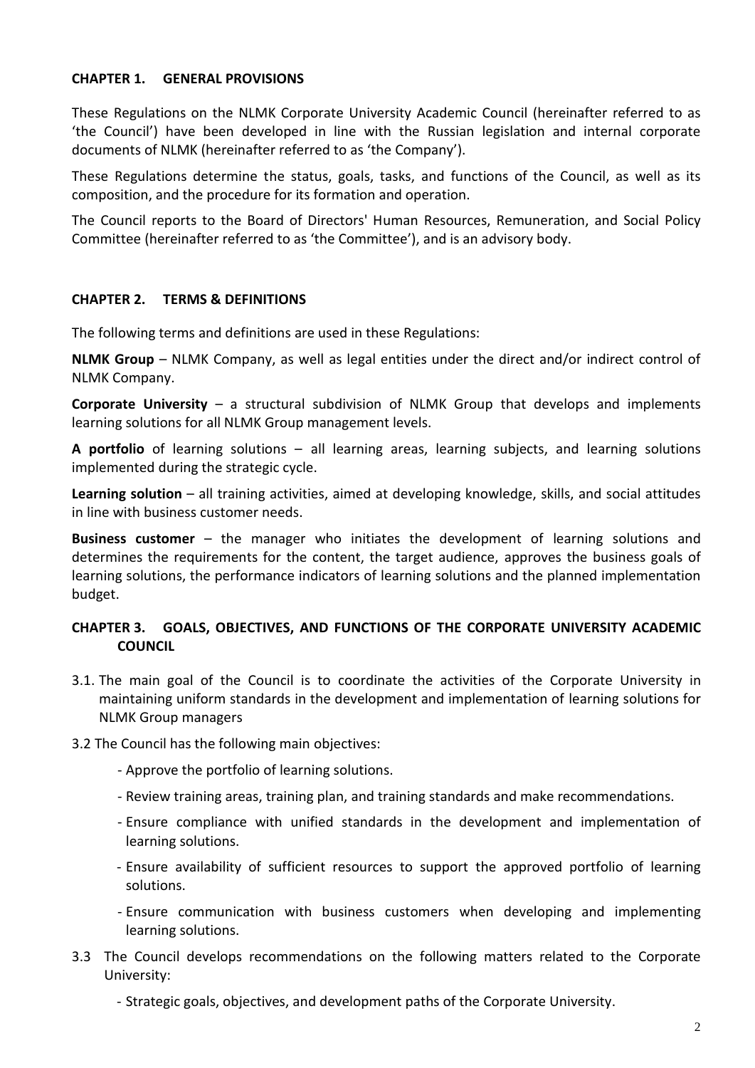## CHAPTER 1. GENERAL PROVISIONS

These Regulations on the NLMK Corporate University Academic Council (hereinafter referred to as 'the Council') have been developed in line with the Russian legislation and internal corporate documents of NLMK (hereinafter referred to as 'the Company').

These Regulations determine the status, goals, tasks, and functions of the Council, as well as its composition, and the procedure for its formation and operation.

The Council reports to the Board of Directors' Human Resources, Remuneration, and Social Policy Committee (hereinafter referred to as 'the Committee'), and is an advisory body.

## CHAPTER 2. TERMS & DEFINITIONS

The following terms and definitions are used in these Regulations:

**NLMK Group** – NLMK Company, as well as legal entities under the direct and/or indirect control of NLMK Company.

**Corporate University** – a structural subdivision of NLMK Group that develops and implements learning solutions for all NLMK Group management levels.

**A portfolio** of learning solutions – all learning areas, learning subjects, and learning solutions implemented during the strategic cycle.

**Learning solution** – all training activities, aimed at developing knowledge, skills, and social attitudes in line with business customer needs.

**Business customer** – the manager who initiates the development of learning solutions and determines the requirements for the content, the target audience, approves the business goals of learning solutions, the performance indicators of learning solutions and the planned implementation budget.

## CHAPTER 3. GOALS, OBJECTIVES, AND FUNCTIONS OF THE CORPORATE UNIVERSITY ACADEMIC COUNCIL

3.1. The main goal of the Council is to coordinate the activities of the Corporate University in maintaining uniform standards in the development and implementation of learning solutions for NLMK Group managers

3.2 The Council has the following main objectives:

- Approve the portfolio of learning solutions.
- Review training areas, training plan, and training standards and make recommendations.
- Ensure compliance with unified standards in the development and implementation of learning solutions.
- Ensure availability of sufficient resources to support the approved portfolio of learning solutions.
- Ensure communication with business customers when developing and implementing learning solutions.

3.3 The Council develops recommendations on the following matters related to the Corporate University:

- Strategic goals, objectives, and development paths of the Corporate University.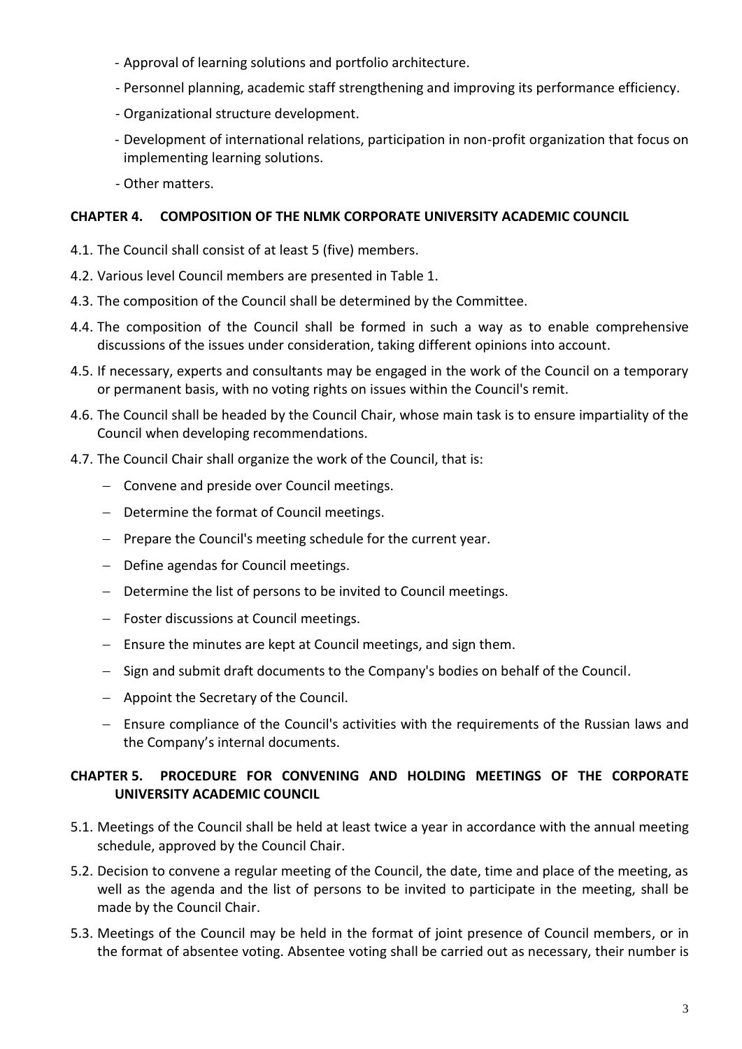- Approval of learning solutions and portfolio architecture.
- Personnel planning, academic staff strengthening and improving its performance efficiency.
- Organizational structure development.
- Development of international relations, participation in non-profit organization that focus on implementing learning solutions.
- Other matters.

## CHAPTER 4. COMPOSITION OF THE NLMK CORPORATE UNIVERSITY ACADEMIC COUNCIL

4.1. The Council shall consist of at least 5 (five) members.

4.2. Various level Council members are presented in Table 1.

4.3. The composition of the Council shall be determined by the Committee.

4.4. The composition of the Council shall be formed in such a way as to enable comprehensive discussions of the issues under consideration, taking different opinions into account.

4.5. If necessary, experts and consultants may be engaged in the work of the Council on a temporary or permanent basis, with no voting rights on issues within the Council's remit.

4.6. The Council shall be headed by the Council Chair, whose main task is to ensure impartiality of the Council when developing recommendations.

4.7. The Council Chair shall organize the work of the Council, that is:

- Convene and preside over Council meetings.
- Determine the format of Council meetings.
- Prepare the Council's meeting schedule for the current year.
- Define agendas for Council meetings.
- Determine the list of persons to be invited to Council meetings.
- Foster discussions at Council meetings.
- Ensure the minutes are kept at Council meetings, and sign them.
- Sign and submit draft documents to the Company's bodies on behalf of the Council.
- Appoint the Secretary of the Council.
- Ensure compliance of the Council's activities with the requirements of the Russian laws and the Company's internal documents.

## CHAPTER 5. PROCEDURE FOR CONVENING AND HOLDING MEETINGS OF THE CORPORATE UNIVERSITY ACADEMIC COUNCIL

5.1. Meetings of the Council shall be held at least twice a year in accordance with the annual meeting schedule, approved by the Council Chair.

5.2. Decision to convene a regular meeting of the Council, the date, time and place of the meeting, as well as the agenda and the list of persons to be invited to participate in the meeting, shall be made by the Council Chair.

5.3. Meetings of the Council may be held in the format of joint presence of Council members, or in the format of absentee voting. Absentee voting shall be carried out as necessary, their number is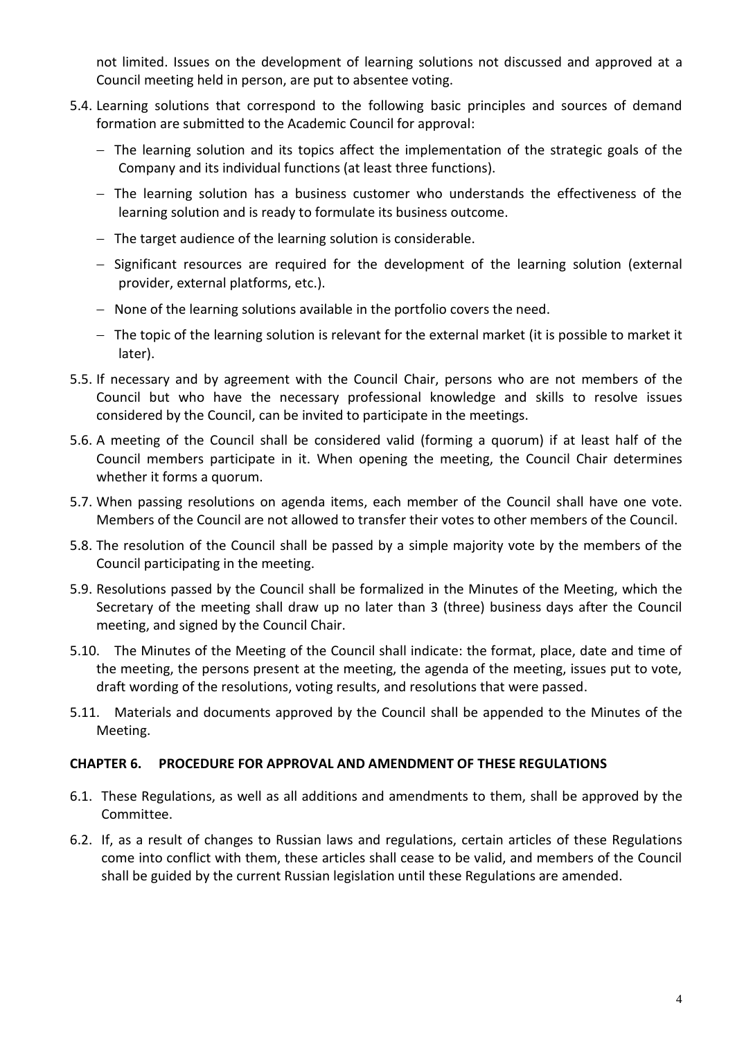not limited. Issues on the development of learning solutions not discussed and approved at a Council meeting held in person, are put to absentee voting.

5.4. Learning solutions that correspond to the following basic principles and sources of demand formation are submitted to the Academic Council for approval:

- The learning solution and its topics affect the implementation of the strategic goals of the Company and its individual functions (at least three functions).
- The learning solution has a business customer who understands the effectiveness of the learning solution and is ready to formulate its business outcome.
- The target audience of the learning solution is considerable.
- Significant resources are required for the development of the learning solution (external provider, external platforms, etc.).
- None of the learning solutions available in the portfolio covers the need.
- The topic of the learning solution is relevant for the external market (it is possible to market it later).

5.5. If necessary and by agreement with the Council Chair, persons who are not members of the Council but who have the necessary professional knowledge and skills to resolve issues considered by the Council, can be invited to participate in the meetings.

5.6. A meeting of the Council shall be considered valid (forming a quorum) if at least half of the Council members participate in it. When opening the meeting, the Council Chair determines whether it forms a quorum.

5.7. When passing resolutions on agenda items, each member of the Council shall have one vote. Members of the Council are not allowed to transfer their votes to other members of the Council.

5.8. The resolution of the Council shall be passed by a simple majority vote by the members of the Council participating in the meeting.

5.9. Resolutions passed by the Council shall be formalized in the Minutes of the Meeting, which the Secretary of the meeting shall draw up no later than 3 (three) business days after the Council meeting, and signed by the Council Chair.

5.10. The Minutes of the Meeting of the Council shall indicate: the format, place, date and time of the meeting, the persons present at the meeting, the agenda of the meeting, issues put to vote, draft wording of the resolutions, voting results, and resolutions that were passed.

5.11. Materials and documents approved by the Council shall be appended to the Minutes of the Meeting.

## CHAPTER 6. PROCEDURE FOR APPROVAL AND AMENDMENT OF THESE REGULATIONS

6.1. These Regulations, as well as all additions and amendments to them, shall be approved by the Committee.

6.2. If, as a result of changes to Russian laws and regulations, certain articles of these Regulations come into conflict with them, these articles shall cease to be valid, and members of the Council shall be guided by the current Russian legislation until these Regulations are amended.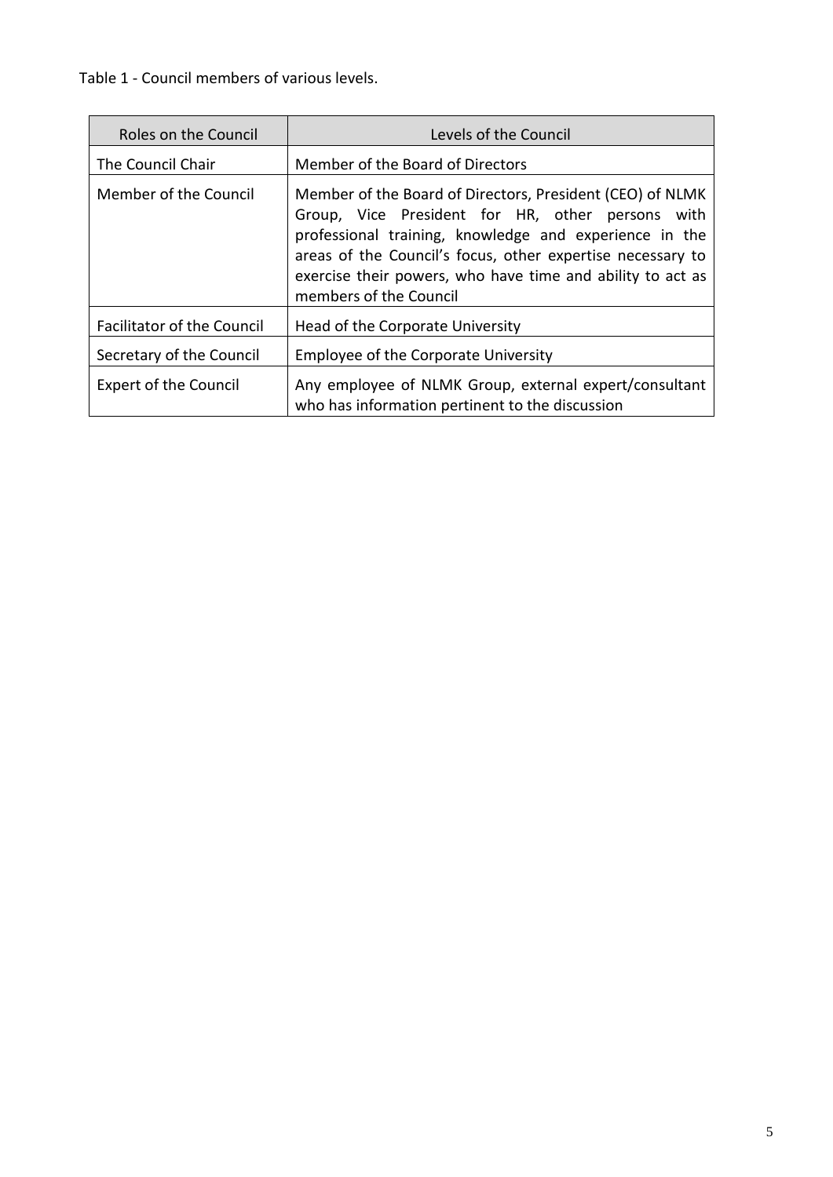Table 1 - Council members of various levels.

| Roles on the Council | Levels of the Council |
|---|---|
| The Council Chair | Member of the Board of Directors |
| Member of the Council | Member of the Board of Directors, President (CEO) of NLMK Group, Vice President for HR, other persons with professional training, knowledge and experience in the areas of the Council's focus, other expertise necessary to exercise their powers, who have time and ability to act as members of the Council |
| Facilitator of the Council | Head of the Corporate University |
| Secretary of the Council | Employee of the Corporate University |
| Expert of the Council | Any employee of NLMK Group, external expert/consultant who has information pertinent to the discussion |